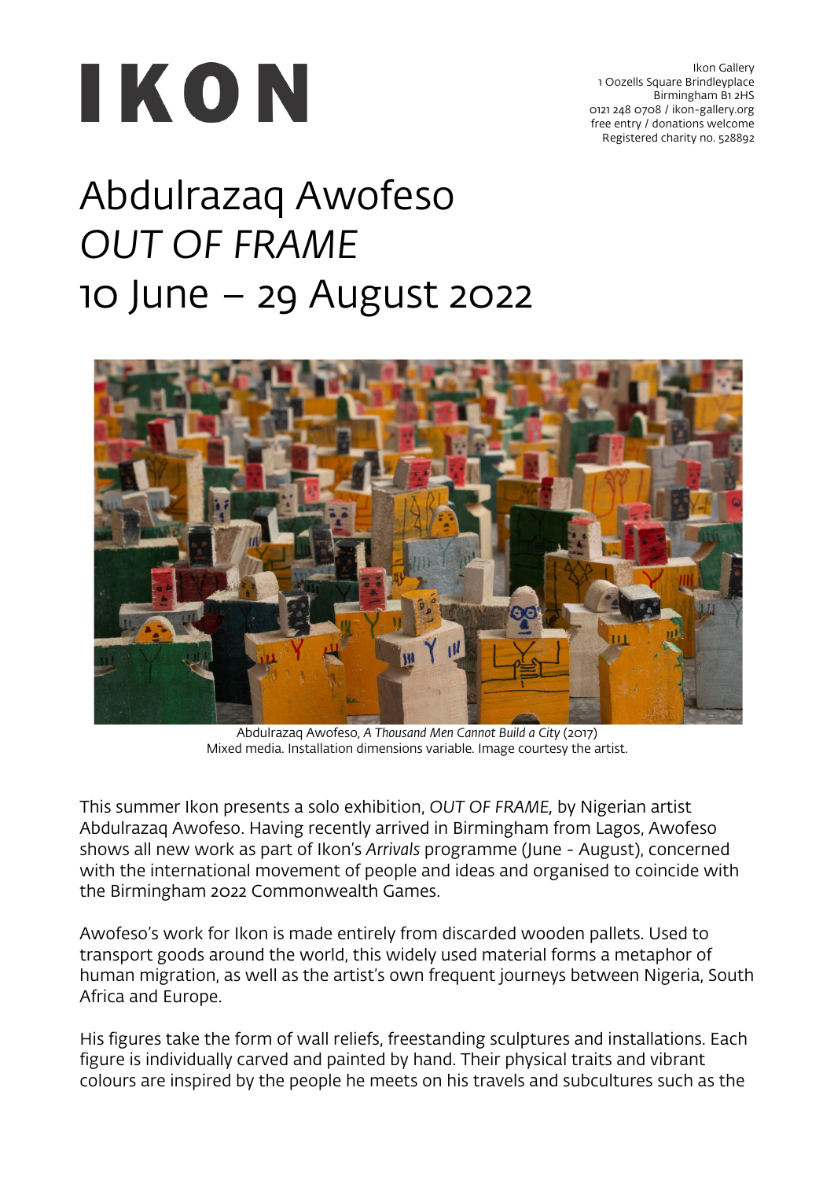# IKON

Ikon Gallery
1 Oozells Square Brindleyplace
Birmingham B1 2HS
0121 248 0708 / ikon-gallery.org
free entry / donations welcome
Registered charity no. 528892

# Abdulrazaq Awofeso
# *OUT OF FRAME*
# 10 June – 29 August 2022

Abdulrazaq Awofeso, *A Thousand Men Cannot Build a City* (2017)
Mixed media. Installation dimensions variable. Image courtesy the artist.

This summer Ikon presents a solo exhibition, *OUT OF FRAME*, by Nigerian artist Abdulrazaq Awofeso. Having recently arrived in Birmingham from Lagos, Awofeso shows all new work as part of Ikon's *Arrivals* programme (June - August), concerned with the international movement of people and ideas and organised to coincide with the Birmingham 2022 Commonwealth Games.

Awofeso's work for Ikon is made entirely from discarded wooden pallets. Used to transport goods around the world, this widely used material forms a metaphor of human migration, as well as the artist's own frequent journeys between Nigeria, South Africa and Europe.

His figures take the form of wall reliefs, freestanding sculptures and installations. Each figure is individually carved and painted by hand. Their physical traits and vibrant colours are inspired by the people he meets on his travels and subcultures such as the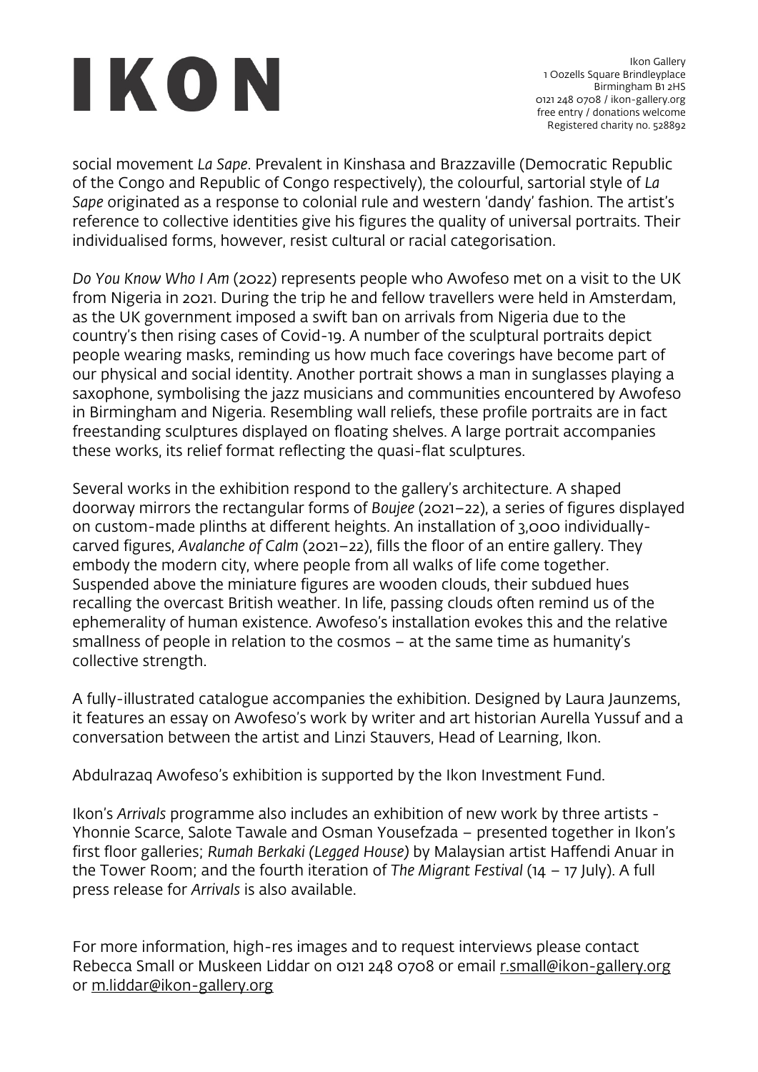social movement *La Sape*. Prevalent in Kinshasa and Brazzaville (Democratic Republic of the Congo and Republic of Congo respectively), the colourful, sartorial style of *La Sape* originated as a response to colonial rule and western 'dandy' fashion. The artist's reference to collective identities give his figures the quality of universal portraits. Their individualised forms, however, resist cultural or racial categorisation.

*Do You Know Who I Am* (2022) represents people who Awofeso met on a visit to the UK from Nigeria in 2021. During the trip he and fellow travellers were held in Amsterdam, as the UK government imposed a swift ban on arrivals from Nigeria due to the country's then rising cases of Covid-19. A number of the sculptural portraits depict people wearing masks, reminding us how much face coverings have become part of our physical and social identity. Another portrait shows a man in sunglasses playing a saxophone, symbolising the jazz musicians and communities encountered by Awofeso in Birmingham and Nigeria. Resembling wall reliefs, these profile portraits are in fact freestanding sculptures displayed on floating shelves. A large portrait accompanies these works, its relief format reflecting the quasi-flat sculptures.

Several works in the exhibition respond to the gallery's architecture. A shaped doorway mirrors the rectangular forms of *Boujee* (2021–22), a series of figures displayed on custom-made plinths at different heights. An installation of 3,000 individually-carved figures, *Avalanche of Calm* (2021–22), fills the floor of an entire gallery. They embody the modern city, where people from all walks of life come together. Suspended above the miniature figures are wooden clouds, their subdued hues recalling the overcast British weather. In life, passing clouds often remind us of the ephemerality of human existence. Awofeso's installation evokes this and the relative smallness of people in relation to the cosmos – at the same time as humanity's collective strength.

A fully-illustrated catalogue accompanies the exhibition. Designed by Laura Jaunzems, it features an essay on Awofeso's work by writer and art historian Aurella Yussuf and a conversation between the artist and Linzi Stauvers, Head of Learning, Ikon.

Abdulrazaq Awofeso's exhibition is supported by the Ikon Investment Fund.

Ikon's *Arrivals* programme also includes an exhibition of new work by three artists - Yhonnie Scarce, Salote Tawale and Osman Yousefzada – presented together in Ikon's first floor galleries; *Rumah Berkaki (Legged House)* by Malaysian artist Haffendi Anuar in the Tower Room; and the fourth iteration of *The Migrant Festival* (14 – 17 July). A full press release for *Arrivals* is also available.

For more information, high-res images and to request interviews please contact Rebecca Small or Muskeen Liddar on 0121 248 0708 or email r.small@ikon-gallery.org or m.liddar@ikon-gallery.org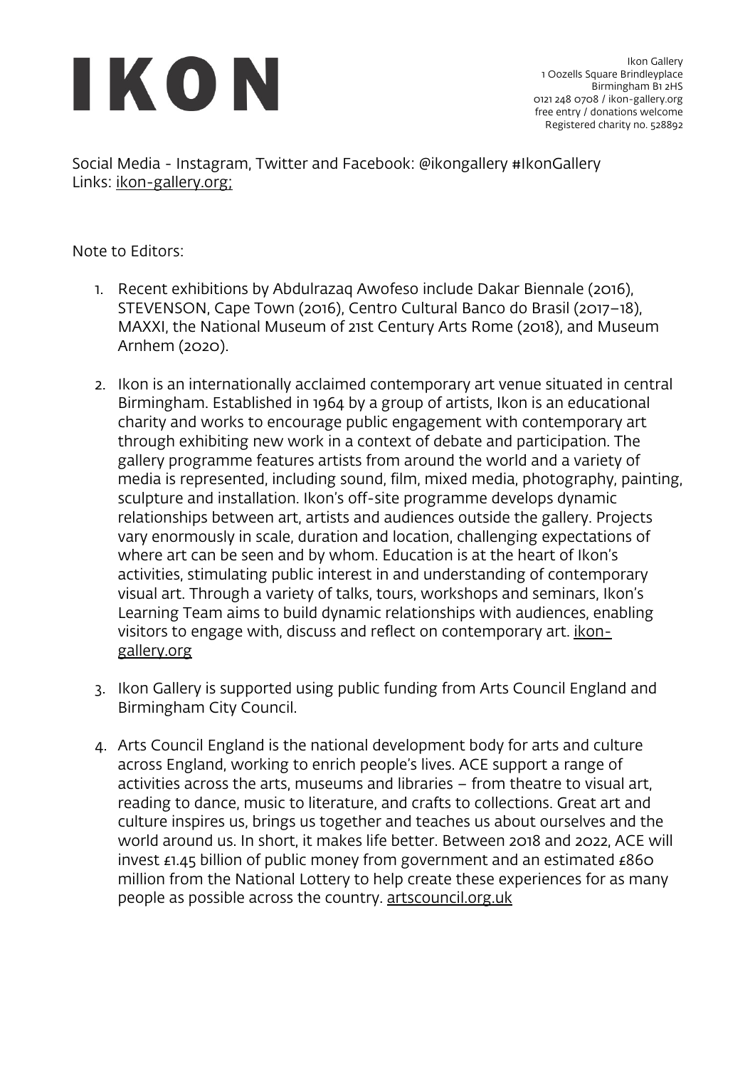# IKON

Ikon Gallery
1 Oozells Square Brindleyplace
Birmingham B1 2HS
0121 248 0708 / ikon-gallery.org
free entry / donations welcome
Registered charity no. 528892

Social Media - Instagram, Twitter and Facebook: @ikongallery #IkonGallery
Links: ikon-gallery.org;

Note to Editors:

1. Recent exhibitions by Abdulrazaq Awofeso include Dakar Biennale (2016), STEVENSON, Cape Town (2016), Centro Cultural Banco do Brasil (2017–18), MAXXI, the National Museum of 21st Century Arts Rome (2018), and Museum Arnhem (2020).

2. Ikon is an internationally acclaimed contemporary art venue situated in central Birmingham. Established in 1964 by a group of artists, Ikon is an educational charity and works to encourage public engagement with contemporary art through exhibiting new work in a context of debate and participation. The gallery programme features artists from around the world and a variety of media is represented, including sound, film, mixed media, photography, painting, sculpture and installation. Ikon's off-site programme develops dynamic relationships between art, artists and audiences outside the gallery. Projects vary enormously in scale, duration and location, challenging expectations of where art can be seen and by whom. Education is at the heart of Ikon's activities, stimulating public interest in and understanding of contemporary visual art. Through a variety of talks, tours, workshops and seminars, Ikon's Learning Team aims to build dynamic relationships with audiences, enabling visitors to engage with, discuss and reflect on contemporary art. ikon-gallery.org

3. Ikon Gallery is supported using public funding from Arts Council England and Birmingham City Council.

4. Arts Council England is the national development body for arts and culture across England, working to enrich people's lives. ACE support a range of activities across the arts, museums and libraries – from theatre to visual art, reading to dance, music to literature, and crafts to collections. Great art and culture inspires us, brings us together and teaches us about ourselves and the world around us. In short, it makes life better. Between 2018 and 2022, ACE will invest £1.45 billion of public money from government and an estimated £860 million from the National Lottery to help create these experiences for as many people as possible across the country. artscouncil.org.uk